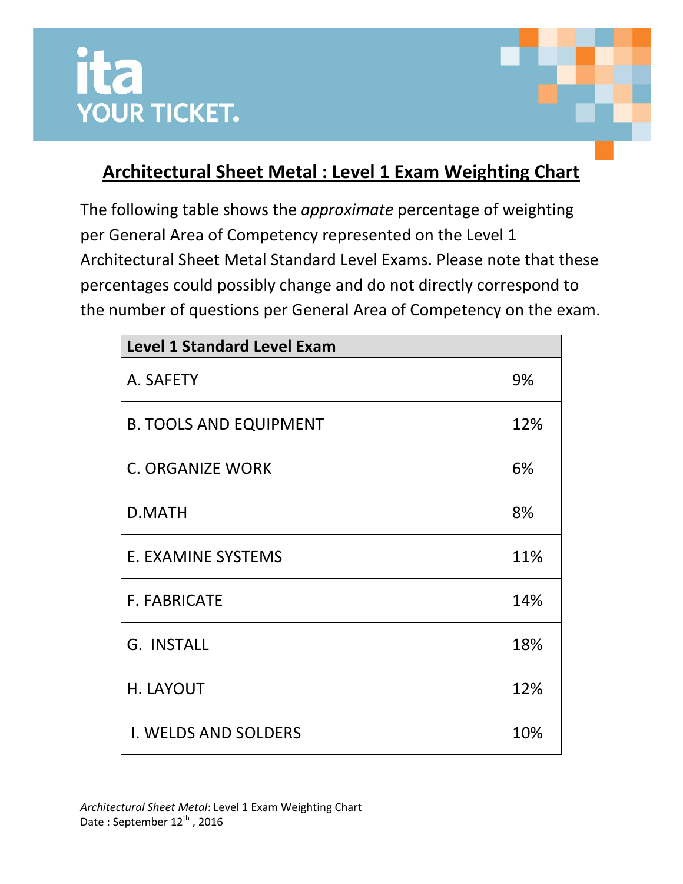ita

YOUR TICKET.

# Architectural Sheet Metal : Level 1 Exam Weighting Chart

The following table shows the *approximate* percentage of weighting per General Area of Competency represented on the Level 1 Architectural Sheet Metal Standard Level Exams. Please note that these percentages could possibly change and do not directly correspond to the number of questions per General Area of Competency on the exam.

| **Level 1 Standard Level Exam** | |
|---|---|
| A. SAFETY | 9% |
| B. TOOLS AND EQUIPMENT | 12% |
| C. ORGANIZE WORK | 6% |
| D.MATH | 8% |
| E. EXAMINE SYSTEMS | 11% |
| F. FABRICATE | 14% |
| G. INSTALL | 18% |
| H. LAYOUT | 12% |
| I. WELDS AND SOLDERS | 10% |

*Architectural Sheet Metal*: Level 1 Exam Weighting Chart
Date : September 12th , 2016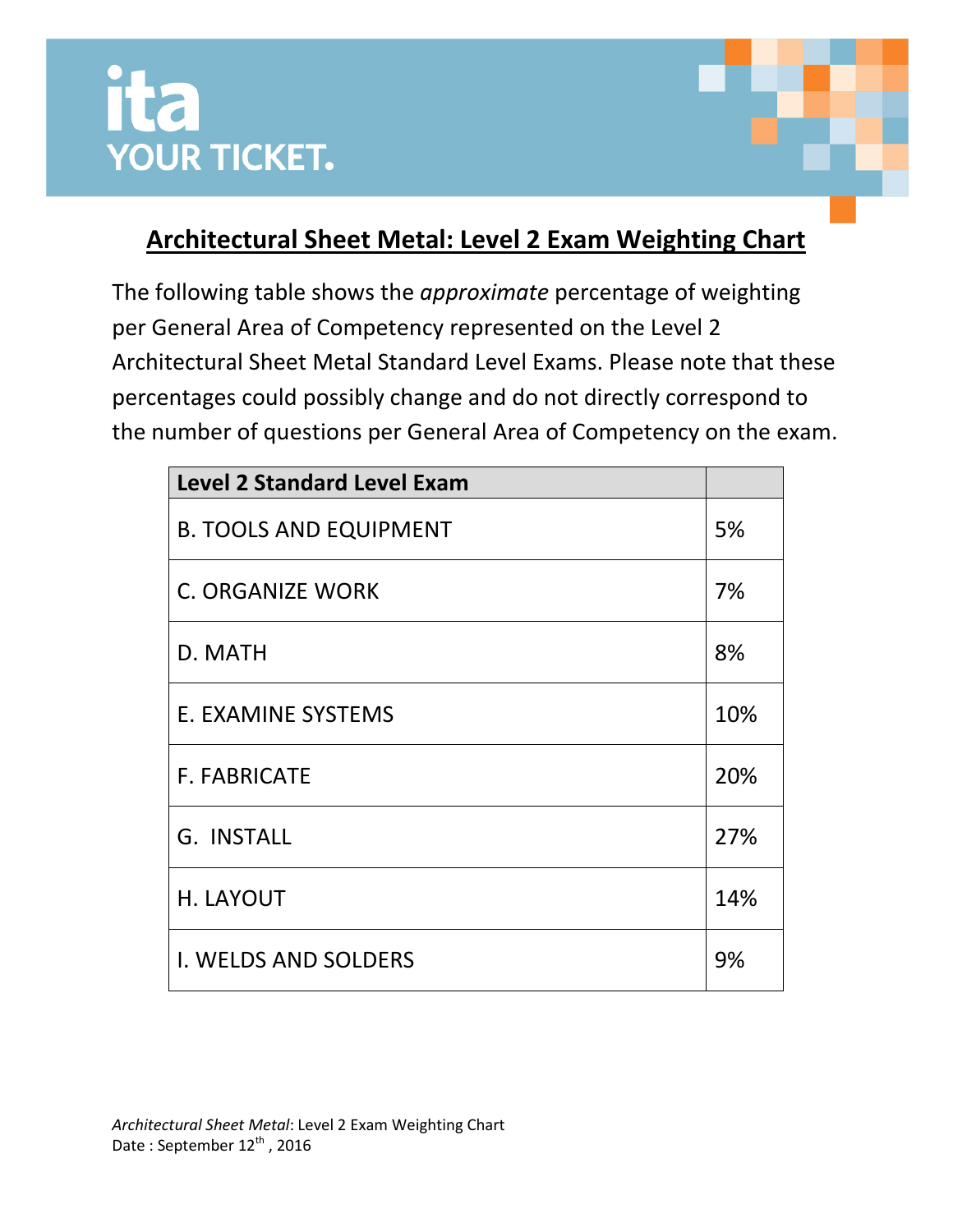ita
YOUR TICKET.

# Architectural Sheet Metal: Level 2 Exam Weighting Chart

The following table shows the *approximate* percentage of weighting per General Area of Competency represented on the Level 2 Architectural Sheet Metal Standard Level Exams. Please note that these percentages could possibly change and do not directly correspond to the number of questions per General Area of Competency on the exam.

| Level 2 Standard Level Exam | |
|---|---|
| B. TOOLS AND EQUIPMENT | 5% |
| C. ORGANIZE WORK | 7% |
| D. MATH | 8% |
| E. EXAMINE SYSTEMS | 10% |
| F. FABRICATE | 20% |
| G. INSTALL | 27% |
| H. LAYOUT | 14% |
| I. WELDS AND SOLDERS | 9% |

*Architectural Sheet Metal*: Level 2 Exam Weighting Chart
Date : September 12th , 2016